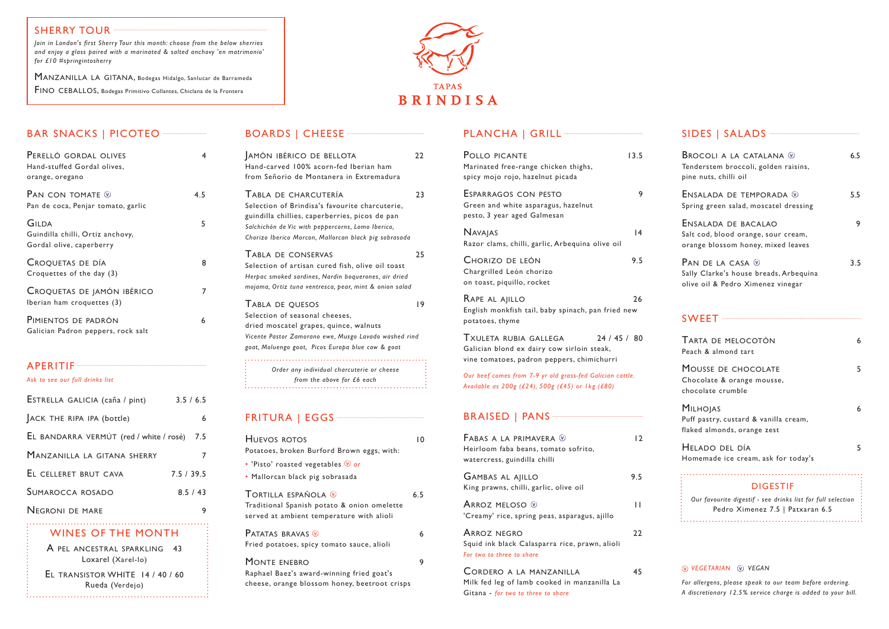## SHERRY TOUR

*Join in London's first Sherry Tour this month: choose from the below sherries and enjoy a glass paired with a marinated & salted anchovy 'en matrimonio' for £10 #springintosherry*

MANZANILLA LA GITANA, Bodegas Hidalgo, Sanlucar de Barrameda

FINO CEBALLOS, Bodegas Primitivo Collantes, Chiclana de la Frontera

# TAPAS BRINDISA

## BAR SNACKS | PICOTEO

**PERELLÓ GORDAL OLIVES** 4
Hand-stuffed Gordal olives, orange, oregano

**PAN CON TOMATE** (VE) 4.5
Pan de coca, Penjar tomato, garlic

**GILDA** 5
Guindilla chilli, Ortiz anchovy, Gordal olive, caperberry

**CROQUETAS DE DÍA** 8
Croquettes of the day (3)

**CROQUETAS DE JAMÓN IBÉRICO** 7
Iberian ham croquettes (3)

**PIMIENTOS DE PADRÓN** 6
Galician Padron peppers, rock salt

## APERITIF

*Ask to see our full drinks list*

| | |
|---|---|
| ESTRELLA GALICIA (caña / pint) | 3.5 / 6.5 |
| JACK THE RIPA IPA (bottle) | 6 |
| EL BANDARRA VERMÚT (red / white / rosé) | 7.5 |
| MANZANILLA LA GITANA SHERRY | 7 |
| EL CELLERET BRUT CAVA | 7.5 / 39.5 |
| SUMAROCCA ROSADO | 8.5 / 43 |
| NEGRONI DE MARE | 9 |

### WINES OF THE MONTH

A PEL ANCESTRAL SPARKLING 43
Loxarel (Xarel-lo)

EL TRANSISTOR WHITE 14 / 40 / 60
Rueda (Verdejo)

## BOARDS | CHEESE

**JAMÓN IBÉRICO DE BELLOTA** 22
Hand-carved 100% acorn-fed Iberian ham from Señorio de Montanera in Extremadura

**TABLA DE CHARCUTERÍA** 23
Selection of Brindisa's favourite charcuterie, guindilla chillies, caperberries, picos de pan
*Salchichón de Vic with peppercorns, Lomo Iberico, Chorizo Iberico Morcon, Mallorcan black pig sobrasada*

**TABLA DE CONSERVAS** 25
Selection of artisan cured fish, olive oil toast
*Herpac smoked sardines, Nardin boquerones, air dried mojama, Ortiz tuna ventresca, pear, mint & onion salad*

**TABLA DE QUESOS** 19
Selection of seasonal cheeses, dried moscatel grapes, quince, walnuts
*Vicente Pastor Zamorano ewe, Musgo Lavado washed rind goat, Moluengo goat, Picos Europa blue cow & goat*

*Order any individual charcuterie or cheese from the above for £6 each*

## FRITURA | EGGS

**HUEVOS ROTOS** 10
Potatoes, broken Burford Brown eggs, with:
- 'Pisto' roasted vegetables (V) *or*
- Mallorcan black pig sobrasada

**TORTILLA ESPAÑOLA** (V) 6.5
Traditional Spanish potato & onion omelette served at ambient temperature with alioli

**PATATAS BRAVAS** (V) 6
Fried potatoes, spicy tomato sauce, alioli

**MONTE ENEBRO** 9
Raphael Baez's award-winning fried goat's cheese, orange blossom honey, beetroot crisps

## PLANCHA | GRILL

**POLLO PICANTE** 13.5
Marinated free-range chicken thighs, spicy mojo rojo, hazelnut picada

**ESPARRAGOS CON PESTO** 9
Green and white asparagus, hazelnut pesto, 3 year aged Galmesan

**NAVAJAS** 14
Razor clams, chilli, garlic, Arbequina olive oil

**CHORIZO DE LEÓN** 9.5
Chargrilled León chorizo on toast, piquillo, rocket

**RAPE AL AJILLO** 26
English monkfish tail, baby spinach, pan fried new potatoes, thyme

**TXULETA RUBIA GALLEGA** 24 / 45 / 80
Galician blond ex dairy cow sirloin steak, vine tomatoes, padron peppers, chimichurri

*Our beef comes from 7-9 yr old grass-fed Galician cattle. Available as 200g (£24), 500g (£45) or 1kg (£80)*

## BRAISED | PANS

**FABAS A LA PRIMAVERA** (VE) 12
Heirloom faba beans, tomato sofrito, watercress, guindilla chilli

**GAMBAS AL AJILLO** 9.5
King prawns, chilli, garlic, olive oil

**ARROZ MELOSO** (V) 11
'Creamy' rice, spring peas, asparagus, ajillo

**ARROZ NEGRO** 22
Squid ink black Calasparra rice, prawn, alioli
*For two to three to share*

**CORDERO A LA MANZANILLA** 45
Milk fed leg of lamb cooked in manzanilla La Gitana - *for two to three to share*

## SIDES | SALADS

**BROCOLI A LA CATALANA** (VE) 6.5
Tenderstem broccoli, golden raisins, pine nuts, chilli oil

**ENSALADA DE TEMPORADA** (VE) 5.5
Spring green salad, moscatel dressing

**ENSALADA DE BACALAO** 9
Salt cod, blood orange, sour cream, orange blossom honey, mixed leaves

**PAN DE LA CASA** (VE) 3.5
Sally Clarke's house breads, Arbequina olive oil & Pedro Ximenez vinegar

## SWEET

**TARTA DE MELOCOTÓN** 6
Peach & almond tart

**MOUSSE DE CHOCOLATE** 5
Chocolate & orange mousse, chocolate crumble

**MILHOJAS** 6
Puff pastry, custard & vanilla cream, flaked almonds, orange zest

**HELADO DEL DÍA** 5
Homemade ice cream, ask for today's

### DIGESTIF

*Our favourite digestif - see drinks list for full selection*
Pedro Ximenez 7.5 | Patxaran 6.5

(V) *VEGETARIAN* (VE) *VEGAN*

*For allergens, please speak to our team before ordering. A discretionary 12.5% service charge is added to your bill.*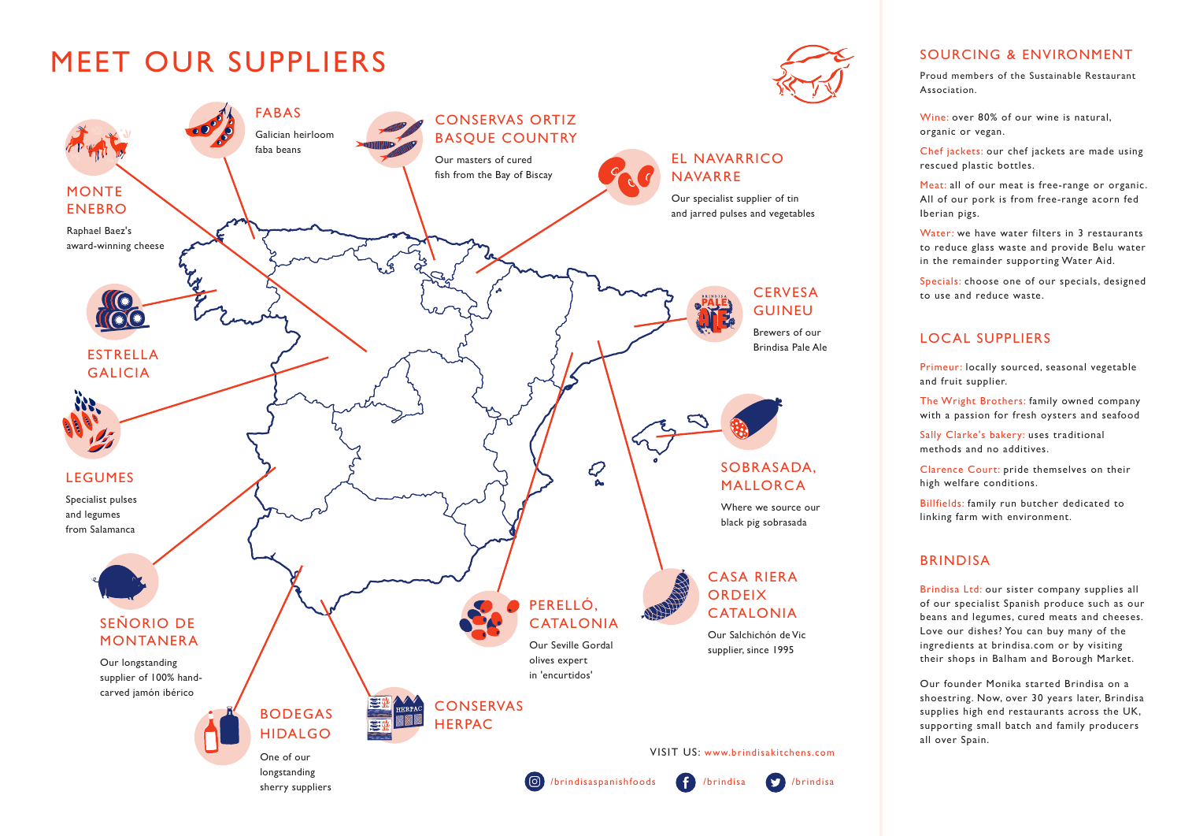# MEET OUR SUPPLIERS

## MONTE ENEBRO

Raphael Baez's award-winning cheese

## FABAS

Galician heirloom faba beans

## CONSERVAS ORTIZ BASQUE COUNTRY

Our masters of cured fish from the Bay of Biscay

## EL NAVARRICO NAVARRE

Our specialist supplier of tin and jarred pulses and vegetables

## ESTRELLA GALICIA

## CERVESA GUINEU

Brewers of our Brindisa Pale Ale

## LEGUMES

Specialist pulses and legumes from Salamanca

## SOBRASADA, MALLORCA

Where we source our black pig sobrasada

## SEÑORIO DE MONTANERA

Our longstanding supplier of 100% hand-carved jamón ibérico

## CASA RIERA ORDEIX CATALONIA

Our Salchichón de Vic supplier, since 1995

## PERELLÓ, CATALONIA

Our Seville Gordal olives expert in 'encurtidos'

## BODEGAS HIDALGO

One of our longstanding sherry suppliers

## CONSERVAS HERPAC

VISIT US: www.brindisakitchens.com

/brindisaspanishfoods /brindisa /brindisa

## SOURCING & ENVIRONMENT

Proud members of the Sustainable Restaurant Association.

Wine: over 80% of our wine is natural, organic or vegan.

Chef jackets: our chef jackets are made using rescued plastic bottles.

Meat: all of our meat is free-range or organic. All of our pork is from free-range acorn fed Iberian pigs.

Water: we have water filters in 3 restaurants to reduce glass waste and provide Belu water in the remainder supporting Water Aid.

Specials: choose one of our specials, designed to use and reduce waste.

## LOCAL SUPPLIERS

Primeur: locally sourced, seasonal vegetable and fruit supplier.

The Wright Brothers: family owned company with a passion for fresh oysters and seafood

Sally Clarke's bakery: uses traditional methods and no additives.

Clarence Court: pride themselves on their high welfare conditions.

Billfields: family run butcher dedicated to linking farm with environment.

## BRINDISA

Brindisa Ltd: our sister company supplies all of our specialist Spanish produce such as our beans and legumes, cured meats and cheeses. Love our dishes? You can buy many of the ingredients at brindisa.com or by visiting their shops in Balham and Borough Market.

Our founder Monika started Brindisa on a shoestring. Now, over 30 years later, Brindisa supplies high end restaurants across the UK, supporting small batch and family producers all over Spain.